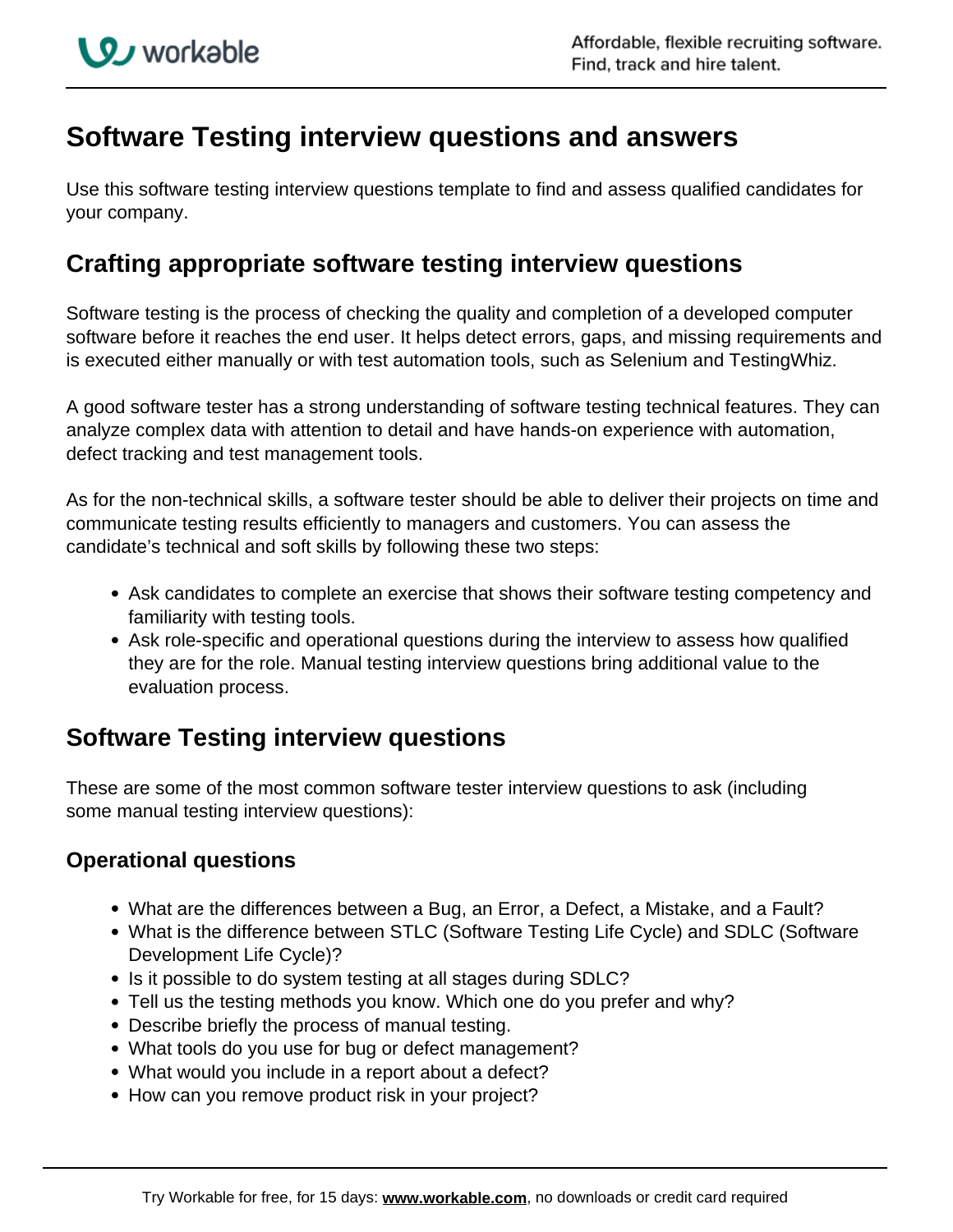# Software Testing interview questions and answers

Use this software testing interview questions template to find and assess qualified candidates for your company.

## Crafting appropriate software testing interview questions

Software testing is the process of checking the quality and completion of a developed computer software before it reaches the end user. It helps detect errors, gaps, and missing requirements and is executed either manually or with test automation tools, such as Selenium and TestingWhiz.

A good software tester has a strong understanding of software testing technical features. They can analyze complex data with attention to detail and have hands-on experience with automation, defect tracking and test management tools.

As for the non-technical skills, a software tester should be able to deliver their projects on time and communicate testing results efficiently to managers and customers. You can assess the candidate's technical and soft skills by following these two steps:

- Ask candidates to complete an exercise that shows their software testing competency and familiarity with testing tools.
- Ask role-specific and operational questions during the interview to assess how qualified they are for the role. Manual testing interview questions bring additional value to the evaluation process.

## Software Testing interview questions

These are some of the most common software tester interview questions to ask (including some manual testing interview questions):

### Operational questions

- What are the differences between a Bug, an Error, a Defect, a Mistake, and a Fault?
- What is the difference between STLC (Software Testing Life Cycle) and SDLC (Software Development Life Cycle)?
- Is it possible to do system testing at all stages during SDLC?
- Tell us the testing methods you know. Which one do you prefer and why?
- Describe briefly the process of manual testing.
- What tools do you use for bug or defect management?
- What would you include in a report about a defect?
- How can you remove product risk in your project?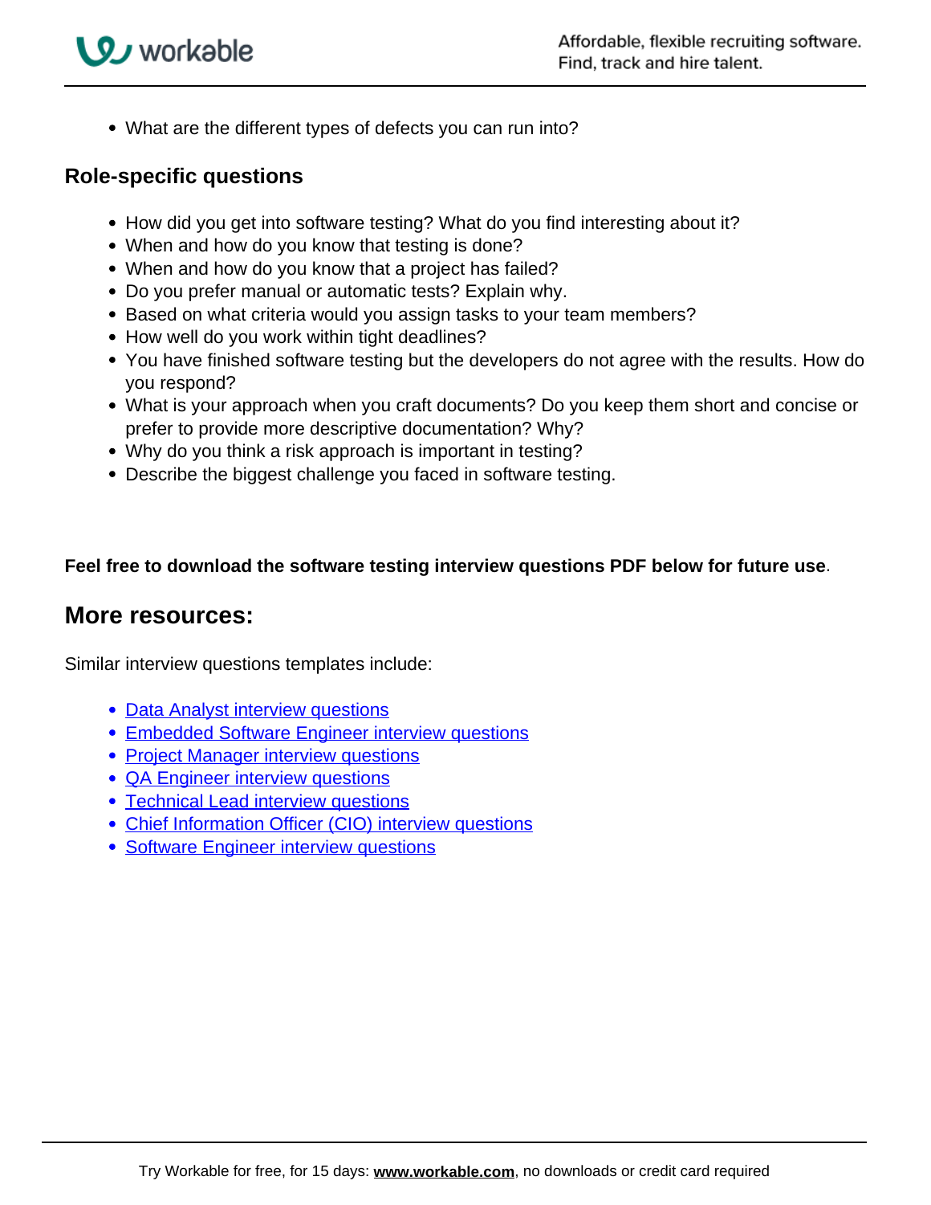- What are the different types of defects you can run into?

## Role-specific questions

- How did you get into software testing? What do you find interesting about it?
- When and how do you know that testing is done?
- When and how do you know that a project has failed?
- Do you prefer manual or automatic tests? Explain why.
- Based on what criteria would you assign tasks to your team members?
- How well do you work within tight deadlines?
- You have finished software testing but the developers do not agree with the results. How do you respond?
- What is your approach when you craft documents? Do you keep them short and concise or prefer to provide more descriptive documentation? Why?
- Why do you think a risk approach is important in testing?
- Describe the biggest challenge you faced in software testing.

**Feel free to download the software testing interview questions PDF below for future use**.

## More resources:

Similar interview questions templates include:

- Data Analyst interview questions
- Embedded Software Engineer interview questions
- Project Manager interview questions
- QA Engineer interview questions
- Technical Lead interview questions
- Chief Information Officer (CIO) interview questions
- Software Engineer interview questions